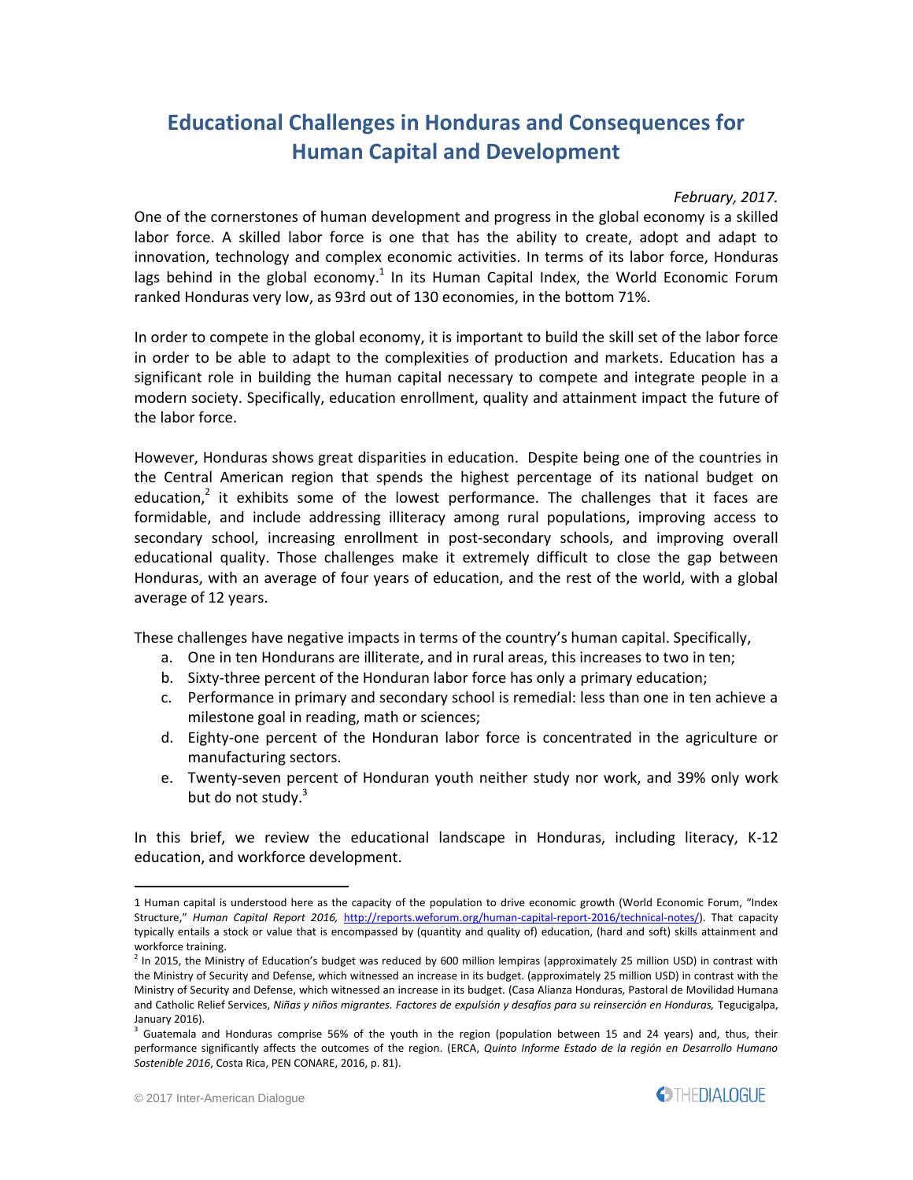# Educational Challenges in Honduras and Consequences for Human Capital and Development

*February, 2017.*

One of the cornerstones of human development and progress in the global economy is a skilled labor force. A skilled labor force is one that has the ability to create, adopt and adapt to innovation, technology and complex economic activities. In terms of its labor force, Honduras lags behind in the global economy.[1] In its Human Capital Index, the World Economic Forum ranked Honduras very low, as 93rd out of 130 economies, in the bottom 71%.

In order to compete in the global economy, it is important to build the skill set of the labor force in order to be able to adapt to the complexities of production and markets. Education has a significant role in building the human capital necessary to compete and integrate people in a modern society. Specifically, education enrollment, quality and attainment impact the future of the labor force.

However, Honduras shows great disparities in education. Despite being one of the countries in the Central American region that spends the highest percentage of its national budget on education,[2] it exhibits some of the lowest performance. The challenges that it faces are formidable, and include addressing illiteracy among rural populations, improving access to secondary school, increasing enrollment in post-secondary schools, and improving overall educational quality. Those challenges make it extremely difficult to close the gap between Honduras, with an average of four years of education, and the rest of the world, with a global average of 12 years.

These challenges have negative impacts in terms of the country's human capital. Specifically,

a. One in ten Hondurans are illiterate, and in rural areas, this increases to two in ten;
b. Sixty-three percent of the Honduran labor force has only a primary education;
c. Performance in primary and secondary school is remedial: less than one in ten achieve a milestone goal in reading, math or sciences;
d. Eighty-one percent of the Honduran labor force is concentrated in the agriculture or manufacturing sectors.
e. Twenty-seven percent of Honduran youth neither study nor work, and 39% only work but do not study.[3]

In this brief, we review the educational landscape in Honduras, including literacy, K-12 education, and workforce development.

---

1 Human capital is understood here as the capacity of the population to drive economic growth (World Economic Forum, "Index Structure," *Human Capital Report 2016,* http://reports.weforum.org/human-capital-report-2016/technical-notes/). That capacity typically entails a stock or value that is encompassed by (quantity and quality of) education, (hard and soft) skills attainment and workforce training.

2 In 2015, the Ministry of Education's budget was reduced by 600 million lempiras (approximately 25 million USD) in contrast with the Ministry of Security and Defense, which witnessed an increase in its budget. (approximately 25 million USD) in contrast with the Ministry of Security and Defense, which witnessed an increase in its budget. (Casa Alianza Honduras, Pastoral de Movilidad Humana and Catholic Relief Services, *Niñas y niños migrantes. Factores de expulsión y desafíos para su reinserción en Honduras,* Tegucigalpa, January 2016).

3 Guatemala and Honduras comprise 56% of the youth in the region (population between 15 and 24 years) and, thus, their performance significantly affects the outcomes of the region. (ERCA, *Quinto Informe Estado de la región en Desarrollo Humano Sostenible 2016*, Costa Rica, PEN CONARE, 2016, p. 81).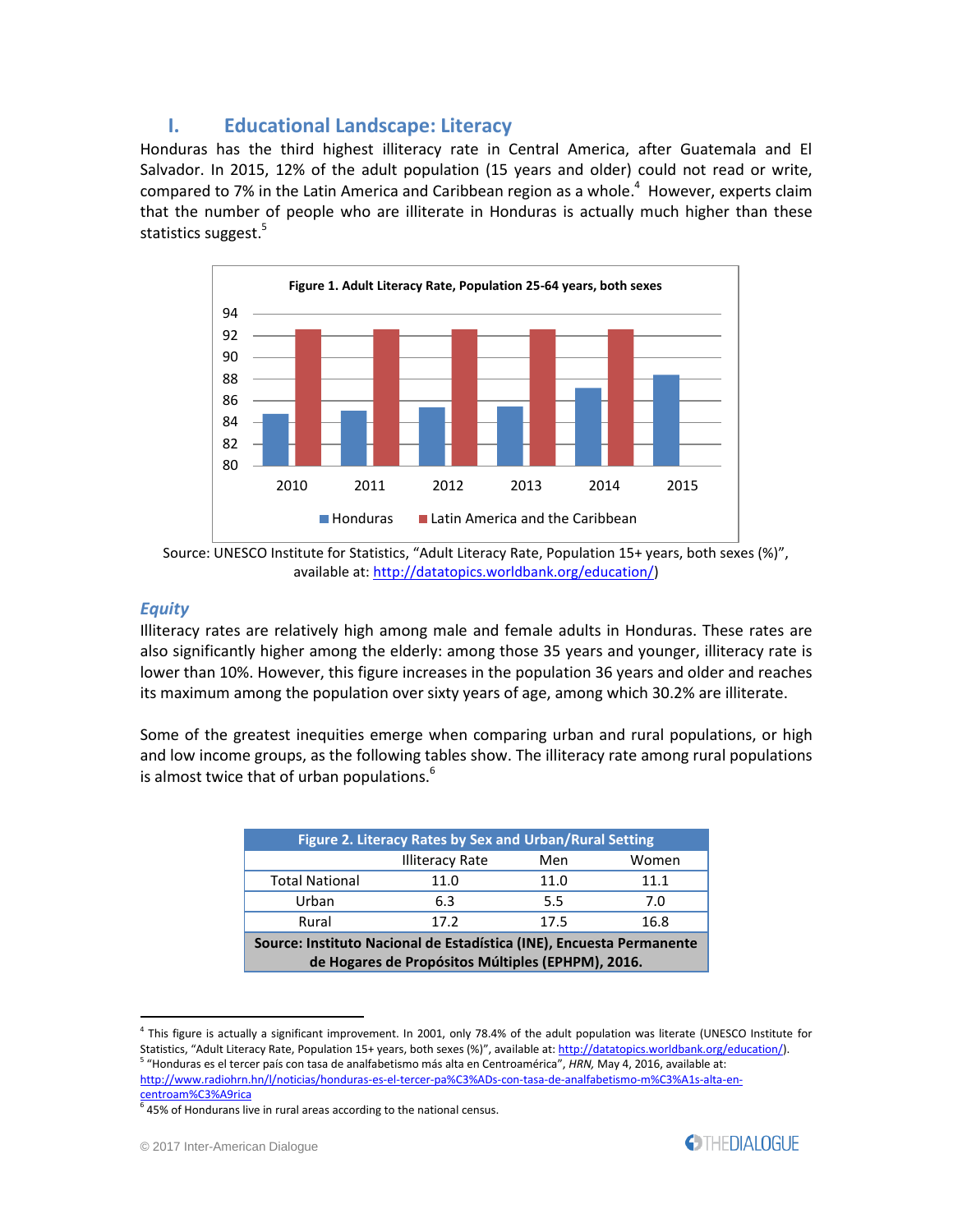## I. Educational Landscape: Literacy

Honduras has the third highest illiteracy rate in Central America, after Guatemala and El Salvador. In 2015, 12% of the adult population (15 years and older) could not read or write, compared to 7% in the Latin America and Caribbean region as a whole.[4] However, experts claim that the number of people who are illiterate in Honduras is actually much higher than these statistics suggest.[5]

**Figure 1. Adult Literacy Rate, Population 25-64 years, both sexes**

Source: UNESCO Institute for Statistics, "Adult Literacy Rate, Population 15+ years, both sexes (%)", available at: http://datatopics.worldbank.org/education/)

### *Equity*

Illiteracy rates are relatively high among male and female adults in Honduras. These rates are also significantly higher among the elderly: among those 35 years and younger, illiteracy rate is lower than 10%. However, this figure increases in the population 36 years and older and reaches its maximum among the population over sixty years of age, among which 30.2% are illiterate.

Some of the greatest inequities emerge when comparing urban and rural populations, or high and low income groups, as the following tables show. The illiteracy rate among rural populations is almost twice that of urban populations.[6]

**Figure 2. Literacy Rates by Sex and Urban/Rural Setting**

| | Illiteracy Rate | Men | Women |
|---|---|---|---|
| Total National | 11.0 | 11.0 | 11.1 |
| Urban | 6.3 | 5.5 | 7.0 |
| Rural | 17.2 | 17.5 | 16.8 |

**Source: Instituto Nacional de Estadística (INE), Encuesta Permanente de Hogares de Propósitos Múltiples (EPHPM), 2016.**

---

[4] This figure is actually a significant improvement. In 2001, only 78.4% of the adult population was literate (UNESCO Institute for Statistics, "Adult Literacy Rate, Population 15+ years, both sexes (%)", available at: http://datatopics.worldbank.org/education/).

[5] "Honduras es el tercer país con tasa de analfabetismo más alta en Centroamérica", *HRN,* May 4, 2016, available at: http://www.radiohrn.hn/l/noticias/honduras-es-el-tercer-pa%C3%ADs-con-tasa-de-analfabetismo-m%C3%A1s-alta-en-centroam%C3%A9rica

[6] 45% of Hondurans live in rural areas according to the national census.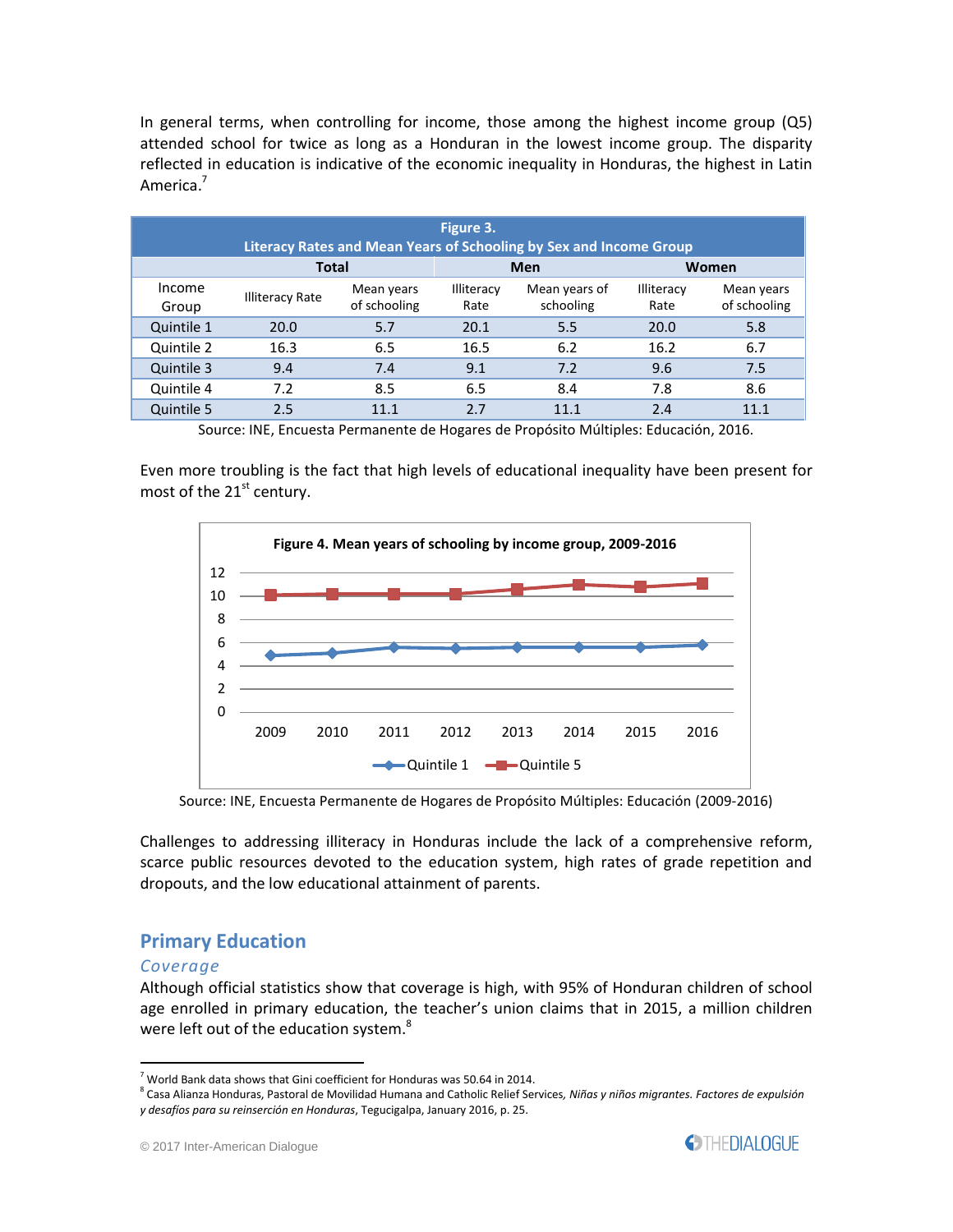In general terms, when controlling for income, those among the highest income group (Q5) attended school for twice as long as a Honduran in the lowest income group. The disparity reflected in education is indicative of the economic inequality in Honduras, the highest in Latin America.[7]

**Figure 3.**
**Literacy Rates and Mean Years of Schooling by Sex and Income Group**

| | Total | | Men | | Women | |
|---|---|---|---|---|---|---|
| Income Group | Illiteracy Rate | Mean years of schooling | Illiteracy Rate | Mean years of schooling | Illiteracy Rate | Mean years of schooling |
| Quintile 1 | 20.0 | 5.7 | 20.1 | 5.5 | 20.0 | 5.8 |
| Quintile 2 | 16.3 | 6.5 | 16.5 | 6.2 | 16.2 | 6.7 |
| Quintile 3 | 9.4 | 7.4 | 9.1 | 7.2 | 9.6 | 7.5 |
| Quintile 4 | 7.2 | 8.5 | 6.5 | 8.4 | 7.8 | 8.6 |
| Quintile 5 | 2.5 | 11.1 | 2.7 | 11.1 | 2.4 | 11.1 |

Source: INE, Encuesta Permanente de Hogares de Propósito Múltiples: Educación, 2016.

Even more troubling is the fact that high levels of educational inequality have been present for most of the 21st century.

**Figure 4. Mean years of schooling by income group, 2009-2016**

Source: INE, Encuesta Permanente de Hogares de Propósito Múltiples: Educación (2009-2016)

Challenges to addressing illiteracy in Honduras include the lack of a comprehensive reform, scarce public resources devoted to the education system, high rates of grade repetition and dropouts, and the low educational attainment of parents.

## Primary Education

### *Coverage*

Although official statistics show that coverage is high, with 95% of Honduran children of school age enrolled in primary education, the teacher's union claims that in 2015, a million children were left out of the education system.[8]

---

[7] World Bank data shows that Gini coefficient for Honduras was 50.64 in 2014.

[8] Casa Alianza Honduras, Pastoral de Movilidad Humana and Catholic Relief Services, *Niñas y niños migrantes. Factores de expulsión y desafíos para su reinserción en Honduras*, Tegucigalpa, January 2016, p. 25.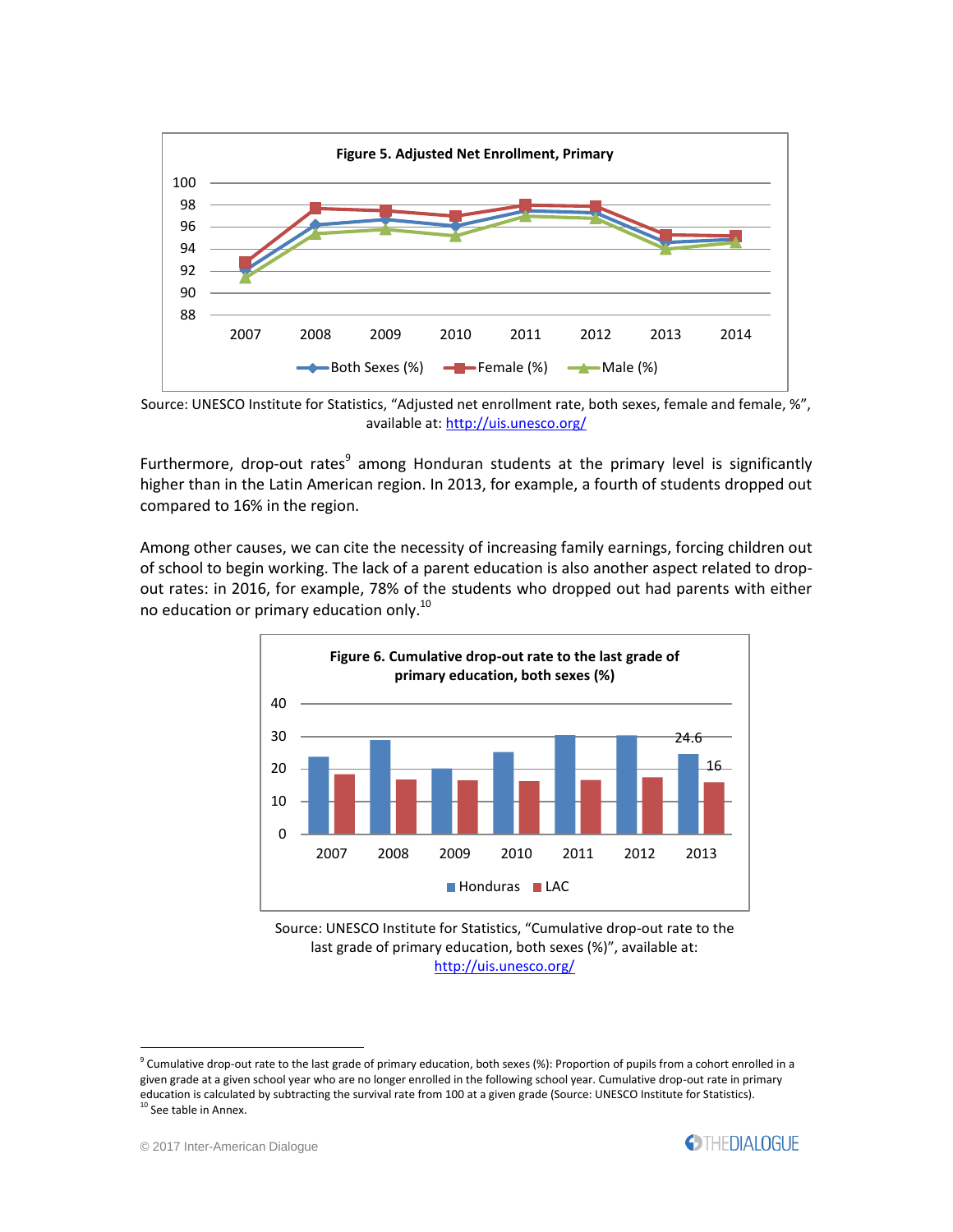**Figure 5. Adjusted Net Enrollment, Primary**

Source: UNESCO Institute for Statistics, "Adjusted net enrollment rate, both sexes, female and female, %", available at: http://uis.unesco.org/

Furthermore, drop-out rates[9] among Honduran students at the primary level is significantly higher than in the Latin American region. In 2013, for example, a fourth of students dropped out compared to 16% in the region.

Among other causes, we can cite the necessity of increasing family earnings, forcing children out of school to begin working. The lack of a parent education is also another aspect related to drop-out rates: in 2016, for example, 78% of the students who dropped out had parents with either no education or primary education only.[10]

**Figure 6. Cumulative drop-out rate to the last grade of primary education, both sexes (%)**

Source: UNESCO Institute for Statistics, "Cumulative drop-out rate to the last grade of primary education, both sexes (%)", available at: http://uis.unesco.org/

[9] Cumulative drop-out rate to the last grade of primary education, both sexes (%): Proportion of pupils from a cohort enrolled in a given grade at a given school year who are no longer enrolled in the following school year. Cumulative drop-out rate in primary education is calculated by subtracting the survival rate from 100 at a given grade (Source: UNESCO Institute for Statistics).

[10] See table in Annex.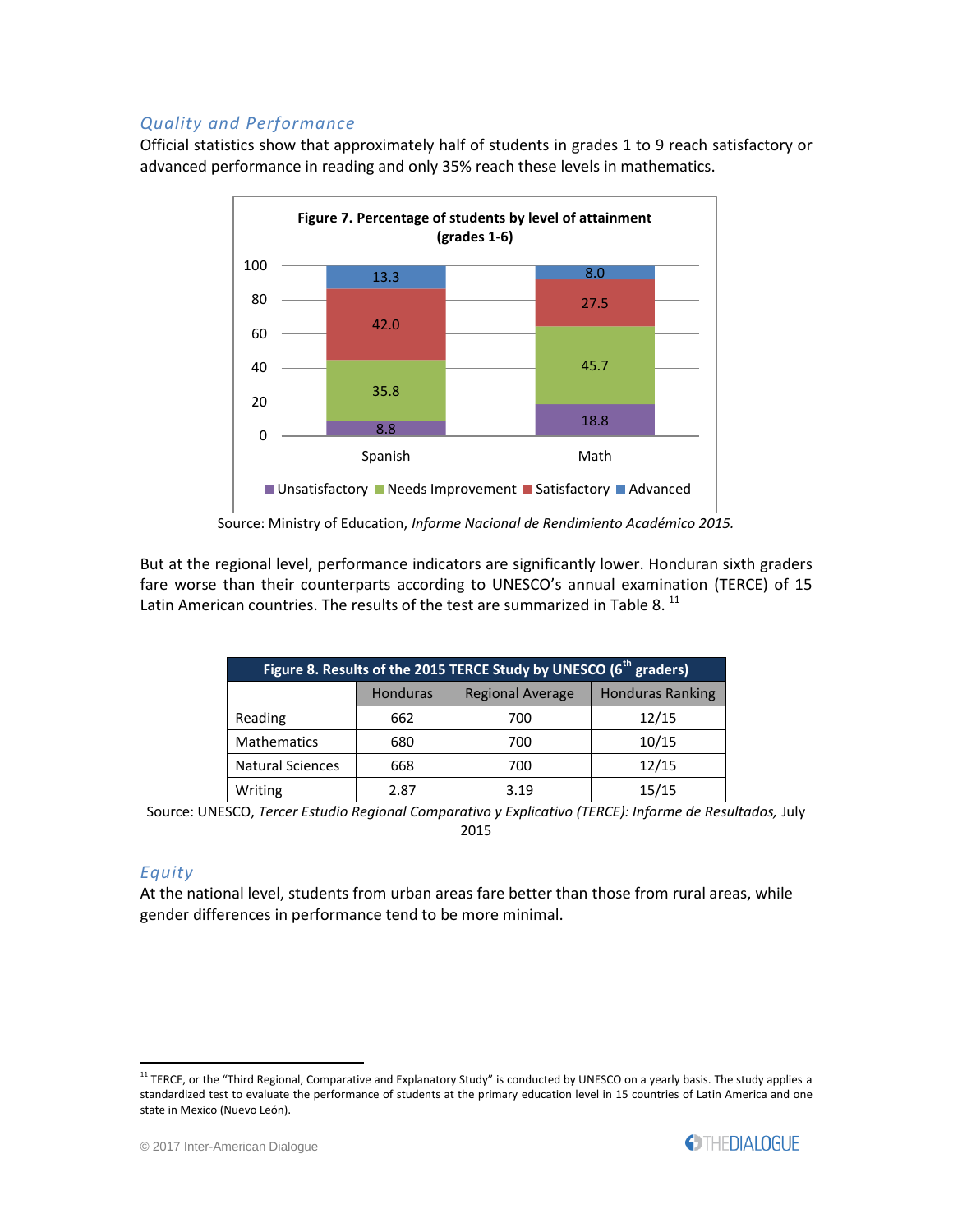### *Quality and Performance*

Official statistics show that approximately half of students in grades 1 to 9 reach satisfactory or advanced performance in reading and only 35% reach these levels in mathematics.

**Figure 7. Percentage of students by level of attainment (grades 1-6)**

| | Spanish | Math |
|---|---|---|
| Unsatisfactory | 8.8 | 18.8 |
| Needs Improvement | 35.8 | 45.7 |
| Satisfactory | 42.0 | 27.5 |
| Advanced | 13.3 | 8.0 |

Source: Ministry of Education, *Informe Nacional de Rendimiento Académico 2015.*

But at the regional level, performance indicators are significantly lower. Honduran sixth graders fare worse than their counterparts according to UNESCO's annual examination (TERCE) of 15 Latin American countries. The results of the test are summarized in Table 8. [11]

| Figure 8. Results of the 2015 TERCE Study by UNESCO (6th graders) | | | |
|---|---|---|---|
| | Honduras | Regional Average | Honduras Ranking |
| Reading | 662 | 700 | 12/15 |
| Mathematics | 680 | 700 | 10/15 |
| Natural Sciences | 668 | 700 | 12/15 |
| Writing | 2.87 | 3.19 | 15/15 |

Source: UNESCO, *Tercer Estudio Regional Comparativo y Explicativo (TERCE): Informe de Resultados,* July 2015

### *Equity*

At the national level, students from urban areas fare better than those from rural areas, while gender differences in performance tend to be more minimal.

[11] TERCE, or the "Third Regional, Comparative and Explanatory Study" is conducted by UNESCO on a yearly basis. The study applies a standardized test to evaluate the performance of students at the primary education level in 15 countries of Latin America and one state in Mexico (Nuevo León).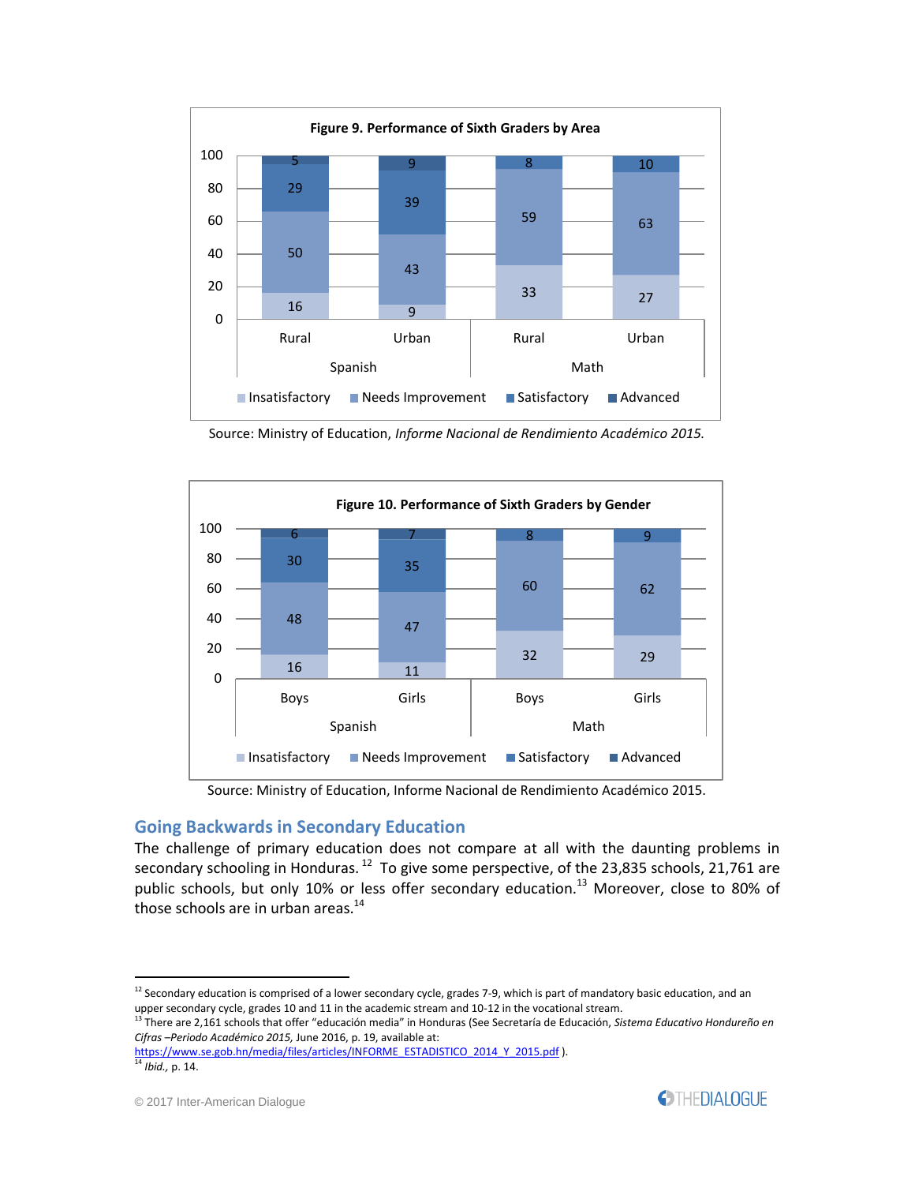**Figure 9. Performance of Sixth Graders by Area**

| | Spanish – Rural | Spanish – Urban | Math – Rural | Math – Urban |
|---|---|---|---|---|
| Insatisfactory | 16 | 9 | 33 | 27 |
| Needs Improvement | 50 | 43 | 59 | 63 |
| Satisfactory | 29 | 39 | 8 | 10 |
| Advanced | 5 | 9 | | |

Source: Ministry of Education, *Informe Nacional de Rendimiento Académico 2015.*

**Figure 10. Performance of Sixth Graders by Gender**

| | Spanish – Boys | Spanish – Girls | Math – Boys | Math – Girls |
|---|---|---|---|---|
| Insatisfactory | 16 | 11 | 32 | 29 |
| Needs Improvement | 48 | 47 | 60 | 62 |
| Satisfactory | 30 | 35 | 8 | 9 |
| Advanced | 6 | 7 | | |

Source: Ministry of Education, Informe Nacional de Rendimiento Académico 2015.

## Going Backwards in Secondary Education

The challenge of primary education does not compare at all with the daunting problems in secondary schooling in Honduras.[12] To give some perspective, of the 23,835 schools, 21,761 are public schools, but only 10% or less offer secondary education.[13] Moreover, close to 80% of those schools are in urban areas.[14]

---

[12] Secondary education is comprised of a lower secondary cycle, grades 7-9, which is part of mandatory basic education, and an upper secondary cycle, grades 10 and 11 in the academic stream and 10-12 in the vocational stream.

[13] There are 2,161 schools that offer "educación media" in Honduras (See Secretaría de Educación, *Sistema Educativo Hondureño en Cifras –Periodo Académico 2015,* June 2016, p. 19, available at: https://www.se.gob.hn/media/files/articles/INFORME_ESTADISTICO_2014_Y_2015.pdf ).

[14] *Ibid.,* p. 14.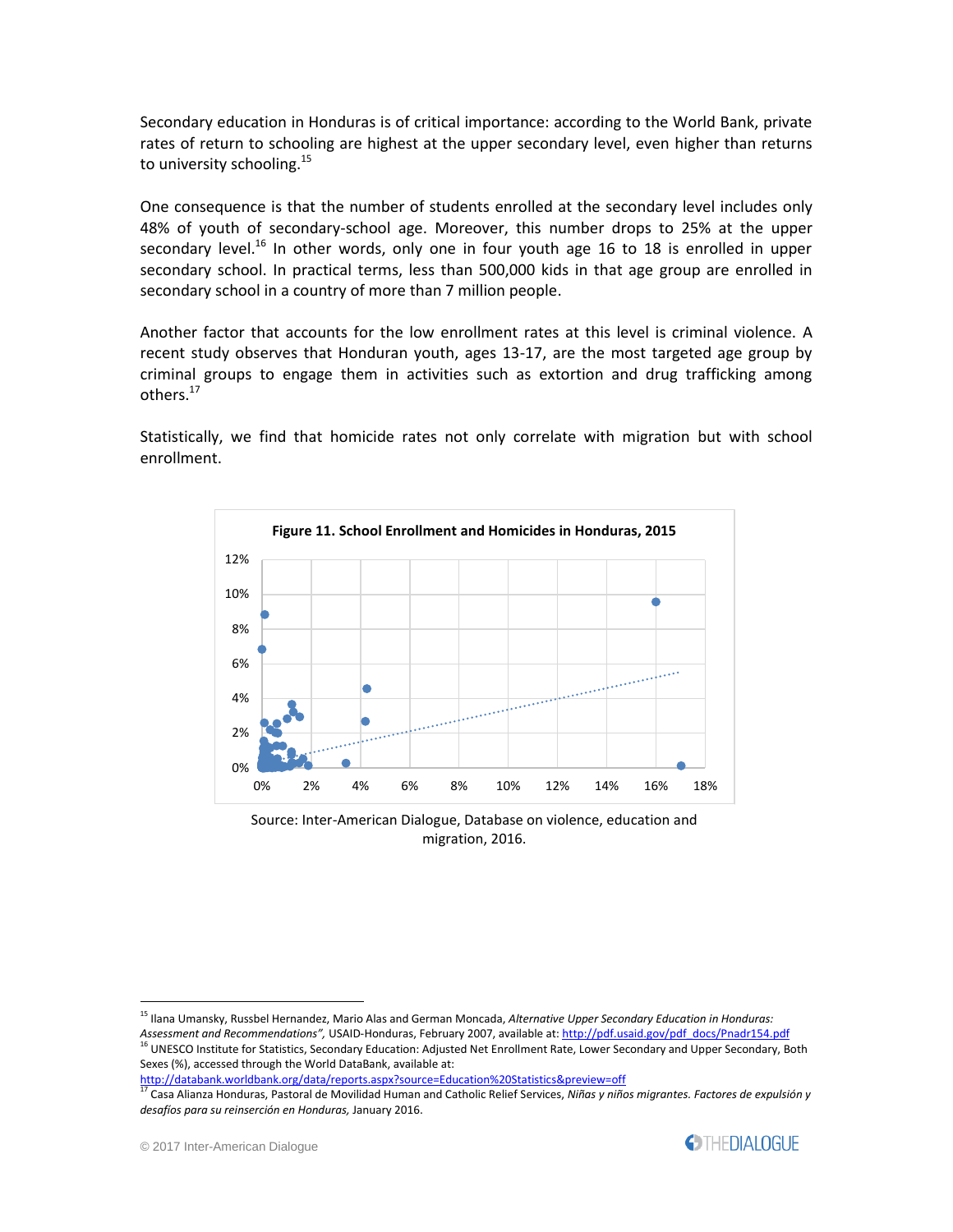Secondary education in Honduras is of critical importance: according to the World Bank, private rates of return to schooling are highest at the upper secondary level, even higher than returns to university schooling.[15]

One consequence is that the number of students enrolled at the secondary level includes only 48% of youth of secondary-school age. Moreover, this number drops to 25% at the upper secondary level.[16] In other words, only one in four youth age 16 to 18 is enrolled in upper secondary school. In practical terms, less than 500,000 kids in that age group are enrolled in secondary school in a country of more than 7 million people.

Another factor that accounts for the low enrollment rates at this level is criminal violence. A recent study observes that Honduran youth, ages 13-17, are the most targeted age group by criminal groups to engage them in activities such as extortion and drug trafficking among others.[17]

Statistically, we find that homicide rates not only correlate with migration but with school enrollment.

**Figure 11. School Enrollment and Homicides in Honduras, 2015**

Source: Inter-American Dialogue, Database on violence, education and migration, 2016.

---

[15] Ilana Umansky, Russbel Hernandez, Mario Alas and German Moncada, *Alternative Upper Secondary Education in Honduras: Assessment and Recommendations",* USAID-Honduras, February 2007, available at: http://pdf.usaid.gov/pdf_docs/Pnadr154.pdf

[16] UNESCO Institute for Statistics, Secondary Education: Adjusted Net Enrollment Rate, Lower Secondary and Upper Secondary, Both Sexes (%), accessed through the World DataBank, available at: http://databank.worldbank.org/data/reports.aspx?source=Education%20Statistics&preview=off

[17] Casa Alianza Honduras, Pastoral de Movilidad Human and Catholic Relief Services, *Niñas y niños migrantes. Factores de expulsión y desafíos para su reinserción en Honduras,* January 2016.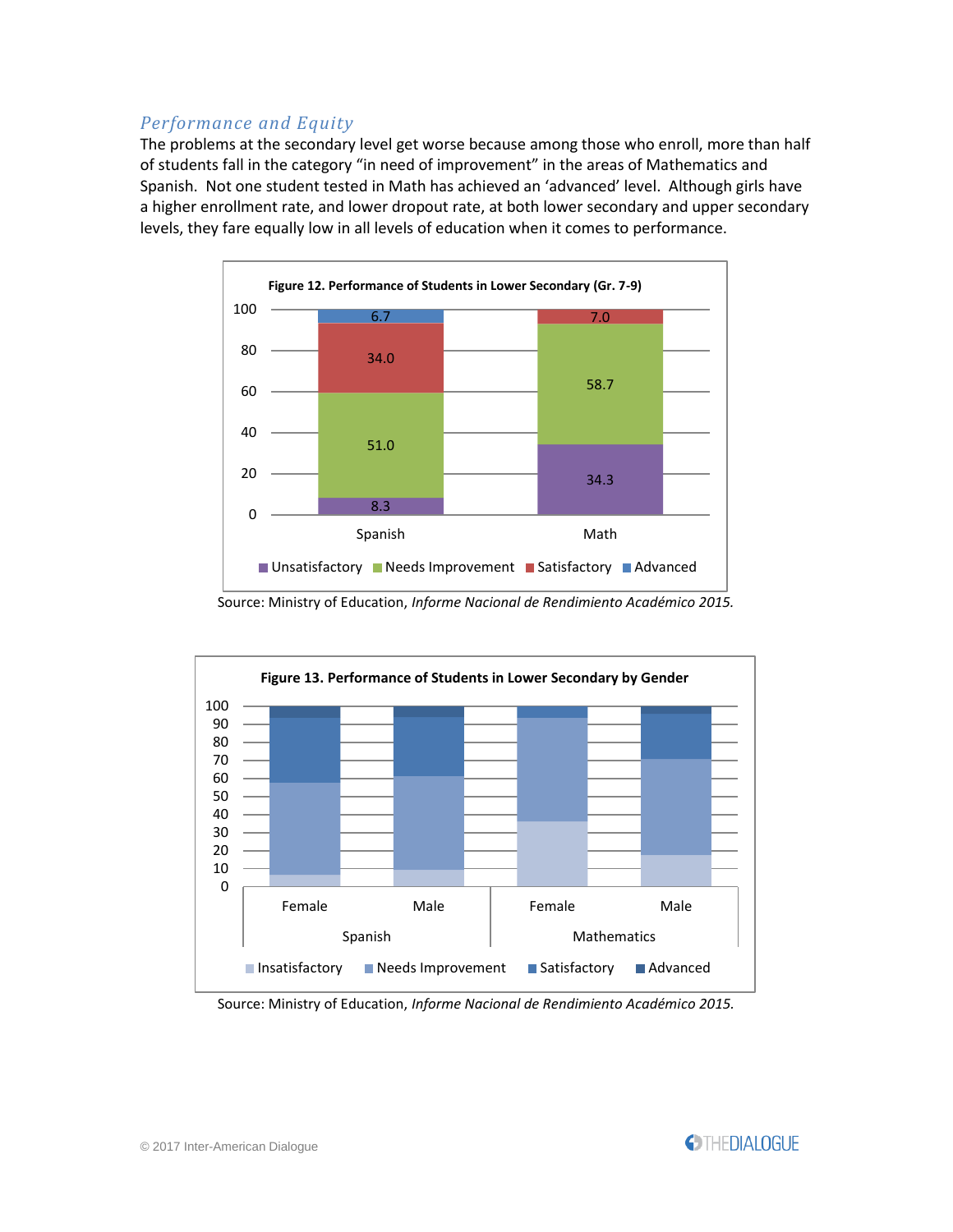### *Performance and Equity*

The problems at the secondary level get worse because among those who enroll, more than half of students fall in the category "in need of improvement" in the areas of Mathematics and Spanish. Not one student tested in Math has achieved an 'advanced' level. Although girls have a higher enrollment rate, and lower dropout rate, at both lower secondary and upper secondary levels, they fare equally low in all levels of education when it comes to performance.

**Figure 12. Performance of Students in Lower Secondary (Gr. 7-9)**

| | Unsatisfactory | Needs Improvement | Satisfactory | Advanced |
|---|---|---|---|---|
| Spanish | 8.3 | 51.0 | 34.0 | 6.7 |
| Math | 34.3 | 58.7 | 7.0 | |

Source: Ministry of Education, *Informe Nacional de Rendimiento Académico 2015.*

**Figure 13. Performance of Students in Lower Secondary by Gender**

Categories: Spanish (Female, Male); Mathematics (Female, Male)

Legend: Insatisfactory, Needs Improvement, Satisfactory, Advanced

Source: Ministry of Education, *Informe Nacional de Rendimiento Académico 2015.*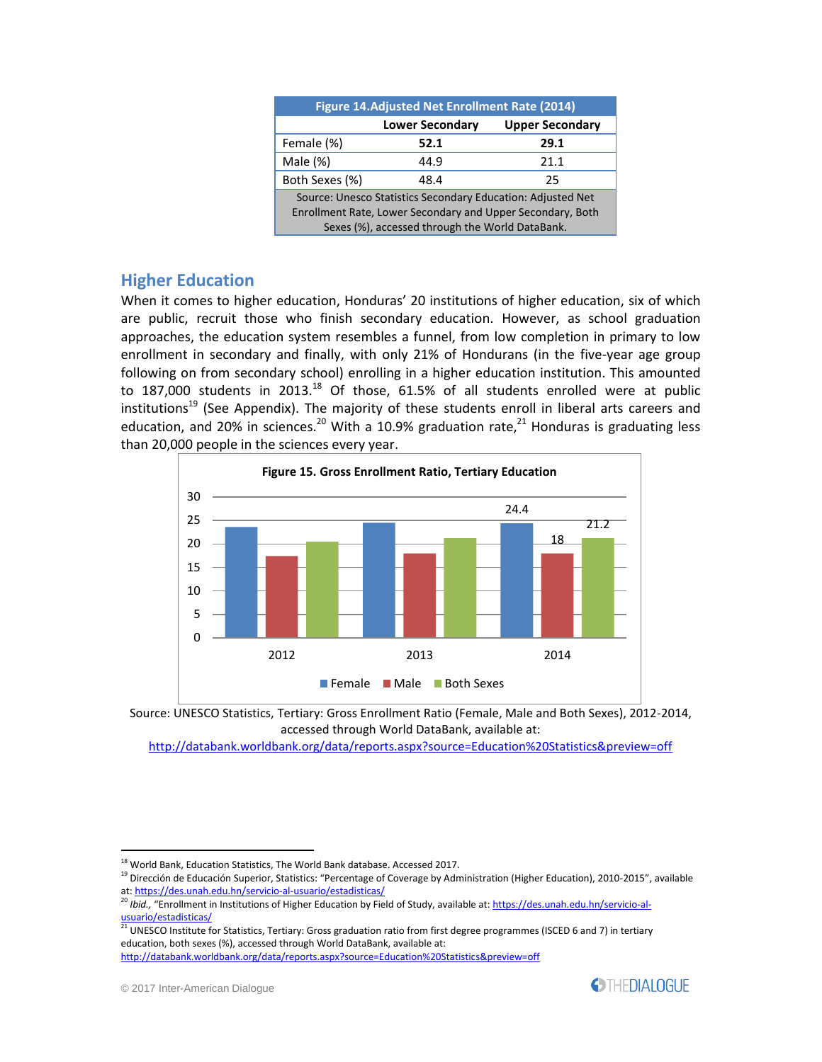| Figure 14.Adjusted Net Enrollment Rate (2014) | | |
|---|---|---|
| | **Lower Secondary** | **Upper Secondary** |
| Female (%) | **52.1** | **29.1** |
| Male (%) | 44.9 | 21.1 |
| Both Sexes (%) | 48.4 | 25 |

Source: Unesco Statistics Secondary Education: Adjusted Net Enrollment Rate, Lower Secondary and Upper Secondary, Both Sexes (%), accessed through the World DataBank.

## Higher Education

When it comes to higher education, Honduras' 20 institutions of higher education, six of which are public, recruit those who finish secondary education. However, as school graduation approaches, the education system resembles a funnel, from low completion in primary to low enrollment in secondary and finally, with only 21% of Hondurans (in the five-year age group following on from secondary school) enrolling in a higher education institution. This amounted to 187,000 students in 2013.[18] Of those, 61.5% of all students enrolled were at public institutions[19] (See Appendix). The majority of these students enroll in liberal arts careers and education, and 20% in sciences.[20] With a 10.9% graduation rate,[21] Honduras is graduating less than 20,000 people in the sciences every year.

**Figure 15. Gross Enrollment Ratio, Tertiary Education**

| | Female | Male | Both Sexes |
|---|---|---|---|
| 2014 | 24.4 | 18 | 21.2 |

Source: UNESCO Statistics, Tertiary: Gross Enrollment Ratio (Female, Male and Both Sexes), 2012-2014, accessed through World DataBank, available at: http://databank.worldbank.org/data/reports.aspx?source=Education%20Statistics&preview=off

---

[18] World Bank, Education Statistics, The World Bank database. Accessed 2017.

[19] Dirección de Educación Superior, Statistics: "Percentage of Coverage by Administration (Higher Education), 2010-2015", available at: https://des.unah.edu.hn/servicio-al-usuario/estadisticas/

[20] *Ibid.*, "Enrollment in Institutions of Higher Education by Field of Study, available at: https://des.unah.edu.hn/servicio-al-usuario/estadisticas/

[21] UNESCO Institute for Statistics, Tertiary: Gross graduation ratio from first degree programmes (ISCED 6 and 7) in tertiary education, both sexes (%), accessed through World DataBank, available at: http://databank.worldbank.org/data/reports.aspx?source=Education%20Statistics&preview=off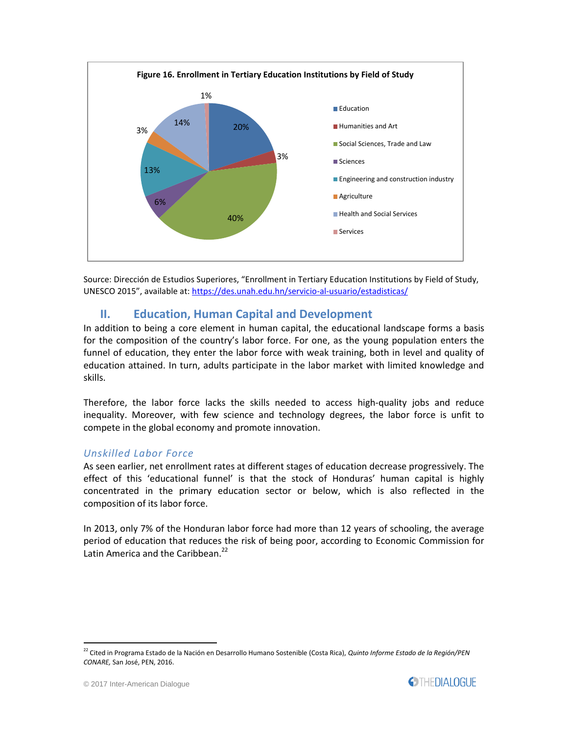**Figure 16. Enrollment in Tertiary Education Institutions by Field of Study**

| Field of Study | Share |
|---|---|
| Education | 20% |
| Humanities and Art | 3% |
| Social Sciences, Trade and Law | 40% |
| Sciences | 6% |
| Engineering and construction industry | 13% |
| Agriculture | 3% |
| Health and Social Services | 14% |
| Services | 1% |

Source: Dirección de Estudios Superiores, "Enrollment in Tertiary Education Institutions by Field of Study, UNESCO 2015", available at: https://des.unah.edu.hn/servicio-al-usuario/estadisticas/

## II. Education, Human Capital and Development

In addition to being a core element in human capital, the educational landscape forms a basis for the composition of the country's labor force. For one, as the young population enters the funnel of education, they enter the labor force with weak training, both in level and quality of education attained. In turn, adults participate in the labor market with limited knowledge and skills.

Therefore, the labor force lacks the skills needed to access high-quality jobs and reduce inequality. Moreover, with few science and technology degrees, the labor force is unfit to compete in the global economy and promote innovation.

### *Unskilled Labor Force*

As seen earlier, net enrollment rates at different stages of education decrease progressively. The effect of this 'educational funnel' is that the stock of Honduras' human capital is highly concentrated in the primary education sector or below, which is also reflected in the composition of its labor force.

In 2013, only 7% of the Honduran labor force had more than 12 years of schooling, the average period of education that reduces the risk of being poor, according to Economic Commission for Latin America and the Caribbean.[22]

[22] Cited in Programa Estado de la Nación en Desarrollo Humano Sostenible (Costa Rica), *Quinto Informe Estado de la Región/PEN CONARE,* San José, PEN, 2016.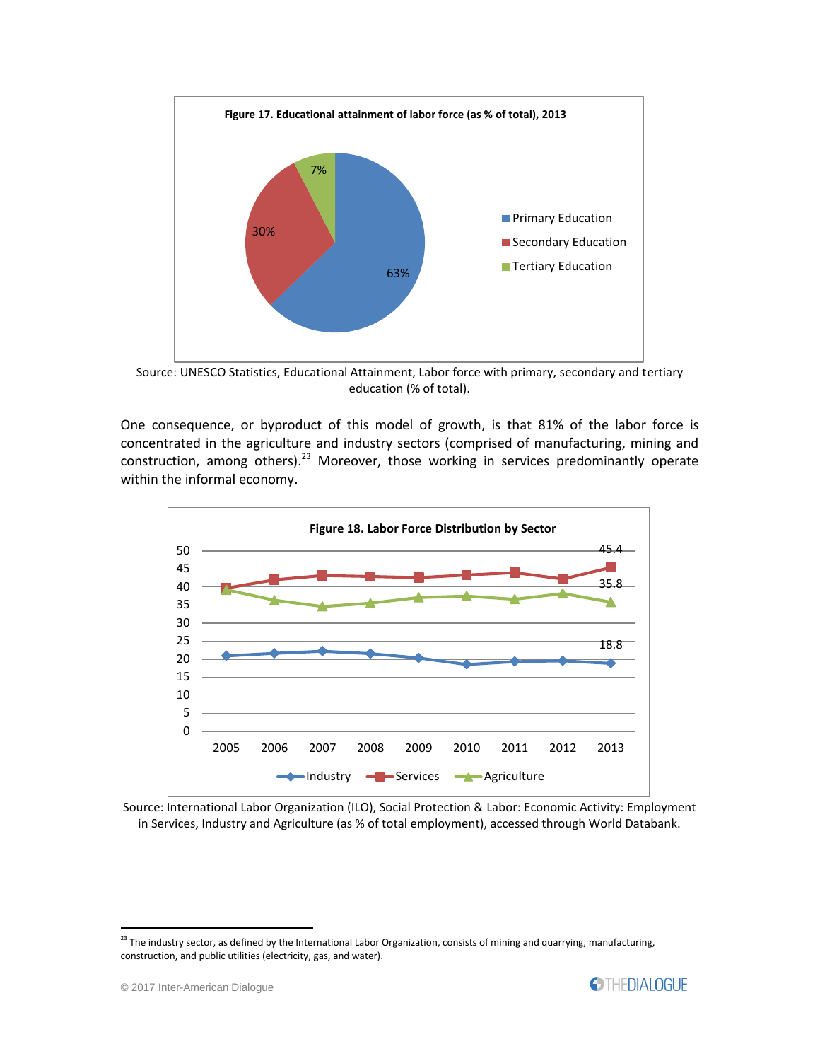**Figure 17. Educational attainment of labor force (as % of total), 2013**

Source: UNESCO Statistics, Educational Attainment, Labor force with primary, secondary and tertiary education (% of total).

One consequence, or byproduct of this model of growth, is that 81% of the labor force is concentrated in the agriculture and industry sectors (comprised of manufacturing, mining and construction, among others).[23] Moreover, those working in services predominantly operate within the informal economy.

**Figure 18. Labor Force Distribution by Sector**

Source: International Labor Organization (ILO), Social Protection & Labor: Economic Activity: Employment in Services, Industry and Agriculture (as % of total employment), accessed through World Databank.

[23] The industry sector, as defined by the International Labor Organization, consists of mining and quarrying, manufacturing, construction, and public utilities (electricity, gas, and water).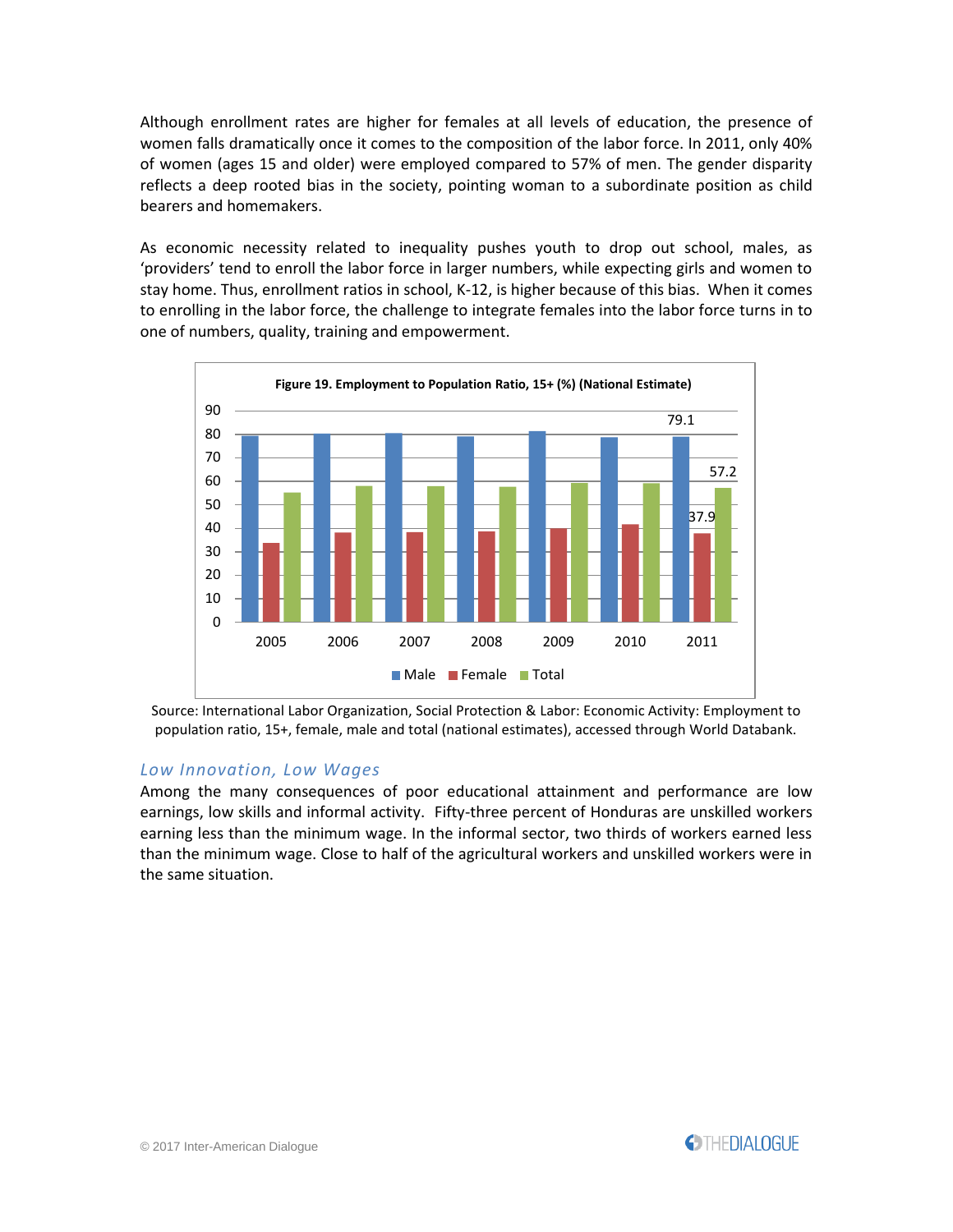Although enrollment rates are higher for females at all levels of education, the presence of women falls dramatically once it comes to the composition of the labor force. In 2011, only 40% of women (ages 15 and older) were employed compared to 57% of men. The gender disparity reflects a deep rooted bias in the society, pointing woman to a subordinate position as child bearers and homemakers.

As economic necessity related to inequality pushes youth to drop out school, males, as 'providers' tend to enroll the labor force in larger numbers, while expecting girls and women to stay home. Thus, enrollment ratios in school, K-12, is higher because of this bias. When it comes to enrolling in the labor force, the challenge to integrate females into the labor force turns in to one of numbers, quality, training and empowerment.

**Figure 19. Employment to Population Ratio, 15+ (%) (National Estimate)**

| Year | Male | Female | Total |
|---|---|---|---|
| 2011 | 79.1 | 37.9 | 57.2 |

Source: International Labor Organization, Social Protection & Labor: Economic Activity: Employment to population ratio, 15+, female, male and total (national estimates), accessed through World Databank.

### *Low Innovation, Low Wages*

Among the many consequences of poor educational attainment and performance are low earnings, low skills and informal activity. Fifty-three percent of Honduras are unskilled workers earning less than the minimum wage. In the informal sector, two thirds of workers earned less than the minimum wage. Close to half of the agricultural workers and unskilled workers were in the same situation.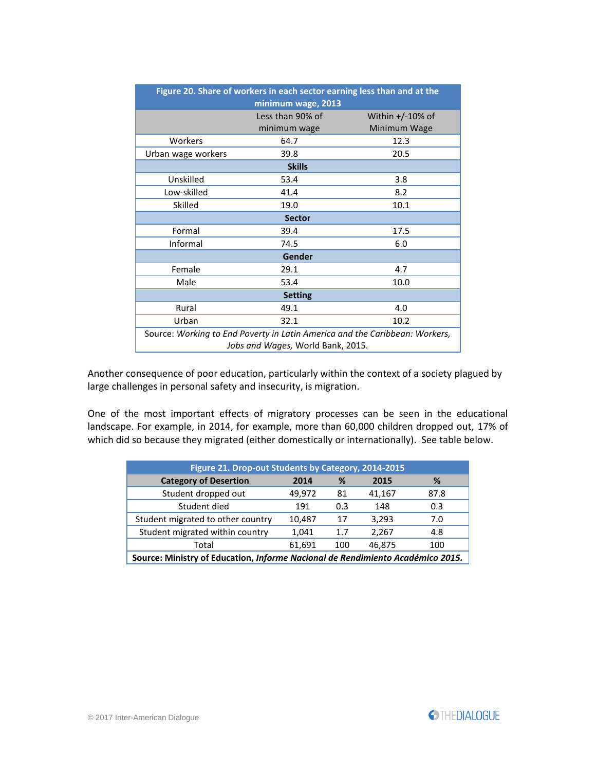| Figure 20. Share of workers in each sector earning less than and at the minimum wage, 2013 | | |
|---|---|---|
| | Less than 90% of minimum wage | Within +/-10% of Minimum Wage |
| Workers | 64.7 | 12.3 |
| Urban wage workers | 39.8 | 20.5 |
| **Skills** | | |
| Unskilled | 53.4 | 3.8 |
| Low-skilled | 41.4 | 8.2 |
| Skilled | 19.0 | 10.1 |
| **Sector** | | |
| Formal | 39.4 | 17.5 |
| Informal | 74.5 | 6.0 |
| **Gender** | | |
| Female | 29.1 | 4.7 |
| Male | 53.4 | 10.0 |
| **Setting** | | |
| Rural | 49.1 | 4.0 |
| Urban | 32.1 | 10.2 |
| Source: *Working to End Poverty in Latin America and the Caribbean: Workers, Jobs and Wages,* World Bank, 2015. | | |

Another consequence of poor education, particularly within the context of a society plagued by large challenges in personal safety and insecurity, is migration.

One of the most important effects of migratory processes can be seen in the educational landscape. For example, in 2014, for example, more than 60,000 children dropped out, 17% of which did so because they migrated (either domestically or internationally). See table below.

| Figure 21. Drop-out Students by Category, 2014-2015 | | | | |
|---|---|---|---|---|
| **Category of Desertion** | **2014** | **%** | **2015** | **%** |
| Student dropped out | 49,972 | 81 | 41,167 | 87.8 |
| Student died | 191 | 0.3 | 148 | 0.3 |
| Student migrated to other country | 10,487 | 17 | 3,293 | 7.0 |
| Student migrated within country | 1,041 | 1.7 | 2,267 | 4.8 |
| Total | 61,691 | 100 | 46,875 | 100 |
| **Source: Ministry of Education, *Informe Nacional de Rendimiento Académico 2015.*** | | | | |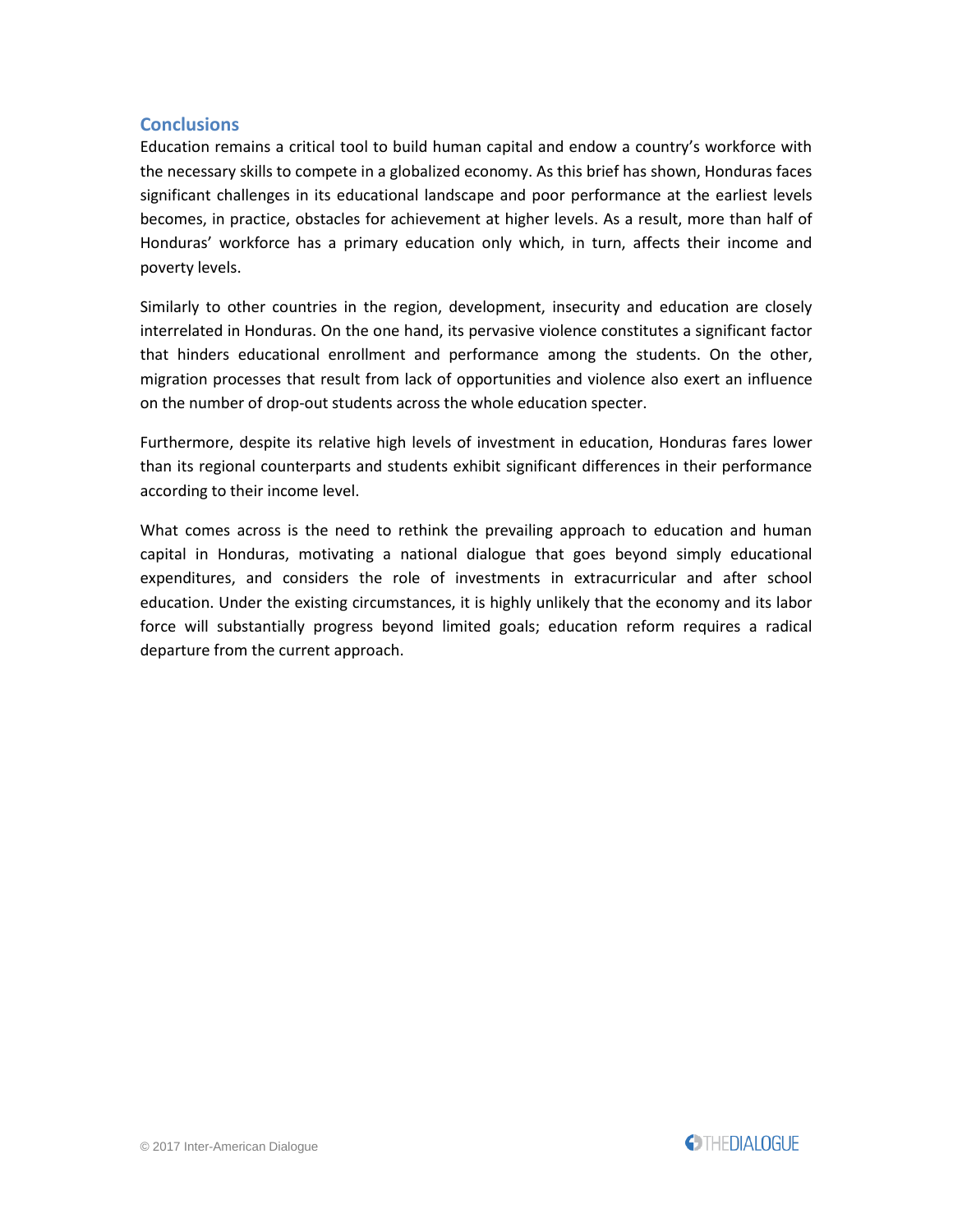## Conclusions

Education remains a critical tool to build human capital and endow a country's workforce with the necessary skills to compete in a globalized economy. As this brief has shown, Honduras faces significant challenges in its educational landscape and poor performance at the earliest levels becomes, in practice, obstacles for achievement at higher levels. As a result, more than half of Honduras' workforce has a primary education only which, in turn, affects their income and poverty levels.

Similarly to other countries in the region, development, insecurity and education are closely interrelated in Honduras. On the one hand, its pervasive violence constitutes a significant factor that hinders educational enrollment and performance among the students. On the other, migration processes that result from lack of opportunities and violence also exert an influence on the number of drop-out students across the whole education specter.

Furthermore, despite its relative high levels of investment in education, Honduras fares lower than its regional counterparts and students exhibit significant differences in their performance according to their income level.

What comes across is the need to rethink the prevailing approach to education and human capital in Honduras, motivating a national dialogue that goes beyond simply educational expenditures, and considers the role of investments in extracurricular and after school education. Under the existing circumstances, it is highly unlikely that the economy and its labor force will substantially progress beyond limited goals; education reform requires a radical departure from the current approach.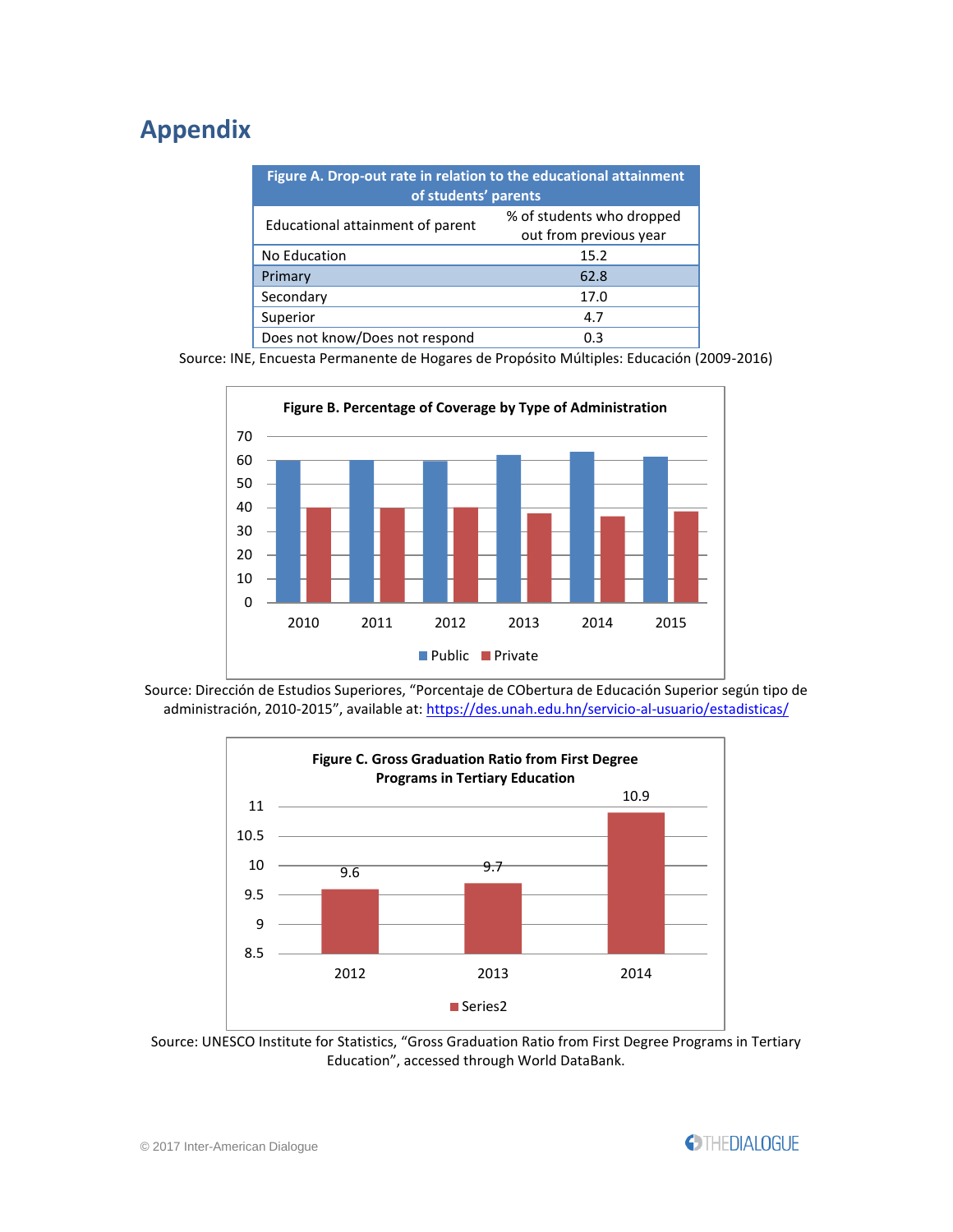# Appendix

| Figure A. Drop-out rate in relation to the educational attainment of students' parents | |
|---|---|
| Educational attainment of parent | % of students who dropped out from previous year |
| No Education | 15.2 |
| Primary | 62.8 |
| Secondary | 17.0 |
| Superior | 4.7 |
| Does not know/Does not respond | 0.3 |

Source: INE, Encuesta Permanente de Hogares de Propósito Múltiples: Educación (2009-2016)

Figure B. Percentage of Coverage by Type of Administration

70
60
50
40
30
20
10
0

2010 2011 2012 2013 2014 2015

Public Private

Source: Dirección de Estudios Superiores, "Porcentaje de CObertura de Educación Superior según tipo de administración, 2010-2015", available at: https://des.unah.edu.hn/servicio-al-usuario/estadisticas/

Figure C. Gross Graduation Ratio from First Degree Programs in Tertiary Education

11
10.5
10
9.5
9
8.5

9.6 9.7 10.9

2012 2013 2014

Series2

Source: UNESCO Institute for Statistics, "Gross Graduation Ratio from First Degree Programs in Tertiary Education", accessed through World DataBank.

© 2017 Inter-American Dialogue